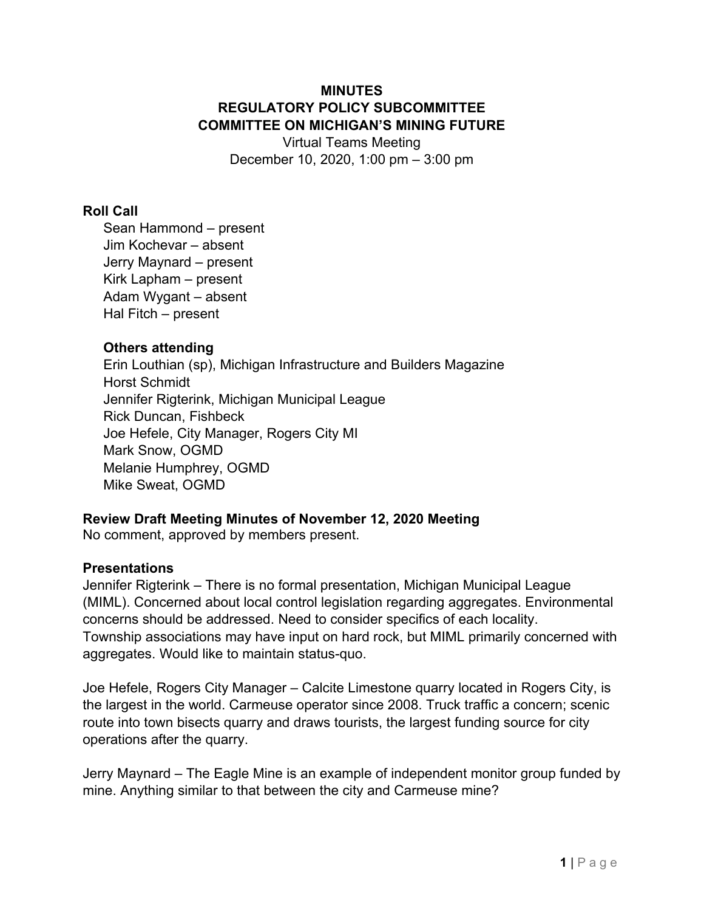# MINUTES
## REGULATORY POLICY SUBCOMMITTEE
## COMMITTEE ON MICHIGAN'S MINING FUTURE

Virtual Teams Meeting
December 10, 2020, 1:00 pm – 3:00 pm

### Roll Call

Sean Hammond – present
Jim Kochevar – absent
Jerry Maynard – present
Kirk Lapham – present
Adam Wygant – absent
Hal Fitch – present

**Others attending**

Erin Louthian (sp), Michigan Infrastructure and Builders Magazine
Horst Schmidt
Jennifer Rigterink, Michigan Municipal League
Rick Duncan, Fishbeck
Joe Hefele, City Manager, Rogers City MI
Mark Snow, OGMD
Melanie Humphrey, OGMD
Mike Sweat, OGMD

### Review Draft Meeting Minutes of November 12, 2020 Meeting

No comment, approved by members present.

### Presentations

Jennifer Rigterink – There is no formal presentation, Michigan Municipal League (MIML). Concerned about local control legislation regarding aggregates. Environmental concerns should be addressed. Need to consider specifics of each locality. Township associations may have input on hard rock, but MIML primarily concerned with aggregates. Would like to maintain status-quo.

Joe Hefele, Rogers City Manager – Calcite Limestone quarry located in Rogers City, is the largest in the world. Carmeuse operator since 2008. Truck traffic a concern; scenic route into town bisects quarry and draws tourists, the largest funding source for city operations after the quarry.

Jerry Maynard – The Eagle Mine is an example of independent monitor group funded by mine. Anything similar to that between the city and Carmeuse mine?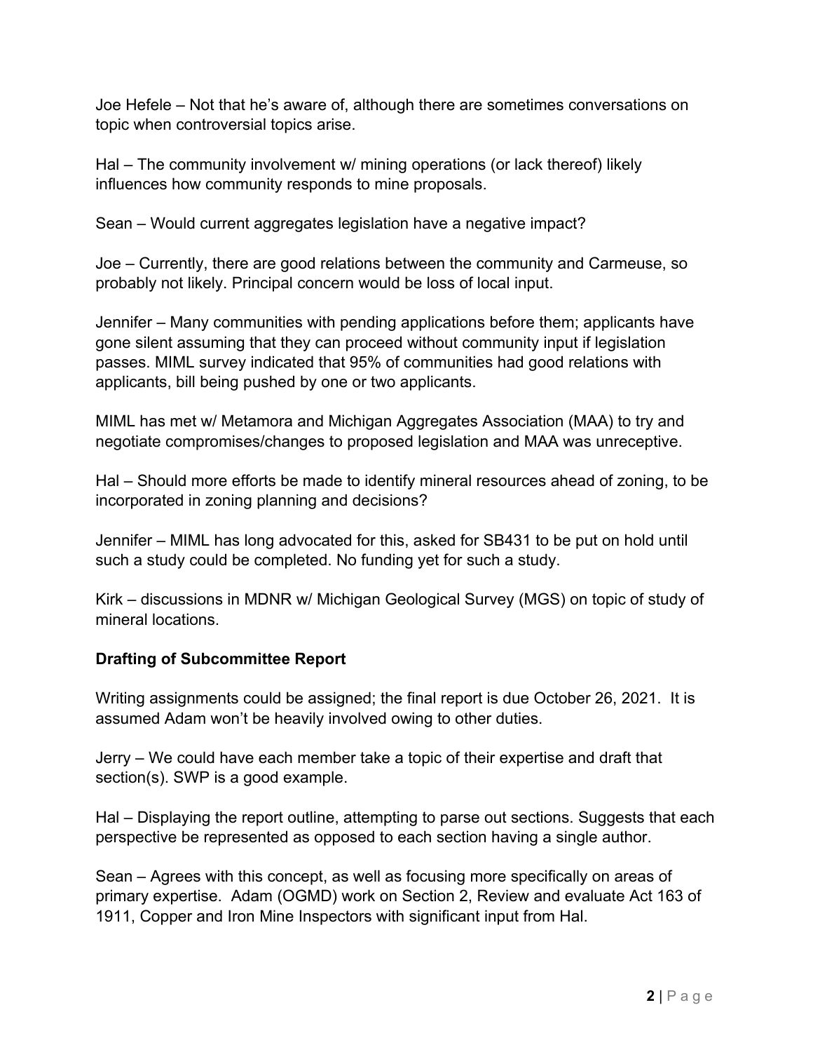Joe Hefele – Not that he's aware of, although there are sometimes conversations on topic when controversial topics arise.

Hal – The community involvement w/ mining operations (or lack thereof) likely influences how community responds to mine proposals.

Sean – Would current aggregates legislation have a negative impact?

Joe – Currently, there are good relations between the community and Carmeuse, so probably not likely. Principal concern would be loss of local input.

Jennifer – Many communities with pending applications before them; applicants have gone silent assuming that they can proceed without community input if legislation passes. MIML survey indicated that 95% of communities had good relations with applicants, bill being pushed by one or two applicants.

MIML has met w/ Metamora and Michigan Aggregates Association (MAA) to try and negotiate compromises/changes to proposed legislation and MAA was unreceptive.

Hal – Should more efforts be made to identify mineral resources ahead of zoning, to be incorporated in zoning planning and decisions?

Jennifer – MIML has long advocated for this, asked for SB431 to be put on hold until such a study could be completed. No funding yet for such a study.

Kirk – discussions in MDNR w/ Michigan Geological Survey (MGS) on topic of study of mineral locations.

**Drafting of Subcommittee Report**

Writing assignments could be assigned; the final report is due October 26, 2021. It is assumed Adam won't be heavily involved owing to other duties.

Jerry – We could have each member take a topic of their expertise and draft that section(s). SWP is a good example.

Hal – Displaying the report outline, attempting to parse out sections. Suggests that each perspective be represented as opposed to each section having a single author.

Sean – Agrees with this concept, as well as focusing more specifically on areas of primary expertise. Adam (OGMD) work on Section 2, Review and evaluate Act 163 of 1911, Copper and Iron Mine Inspectors with significant input from Hal.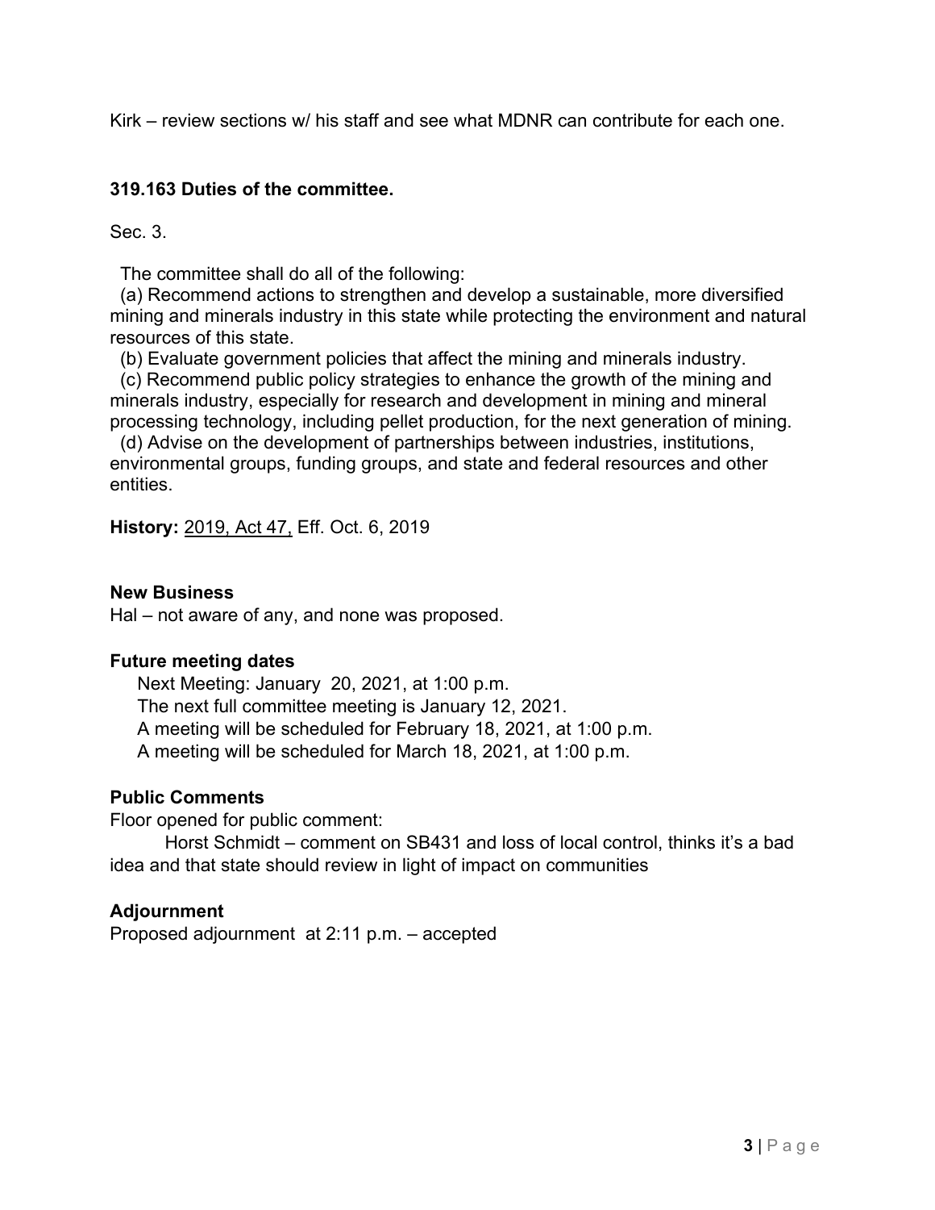Kirk – review sections w/ his staff and see what MDNR can contribute for each one.

**319.163 Duties of the committee.**

Sec. 3.

The committee shall do all of the following:

(a) Recommend actions to strengthen and develop a sustainable, more diversified mining and minerals industry in this state while protecting the environment and natural resources of this state.

(b) Evaluate government policies that affect the mining and minerals industry.

(c) Recommend public policy strategies to enhance the growth of the mining and minerals industry, especially for research and development in mining and mineral processing technology, including pellet production, for the next generation of mining.

(d) Advise on the development of partnerships between industries, institutions, environmental groups, funding groups, and state and federal resources and other entities.

**History:** 2019, Act 47, Eff. Oct. 6, 2019

**New Business**

Hal – not aware of any, and none was proposed.

**Future meeting dates**

Next Meeting: January 20, 2021, at 1:00 p.m.
The next full committee meeting is January 12, 2021.
A meeting will be scheduled for February 18, 2021, at 1:00 p.m.
A meeting will be scheduled for March 18, 2021, at 1:00 p.m.

**Public Comments**

Floor opened for public comment:

Horst Schmidt – comment on SB431 and loss of local control, thinks it's a bad idea and that state should review in light of impact on communities

**Adjournment**

Proposed adjournment at 2:11 p.m. – accepted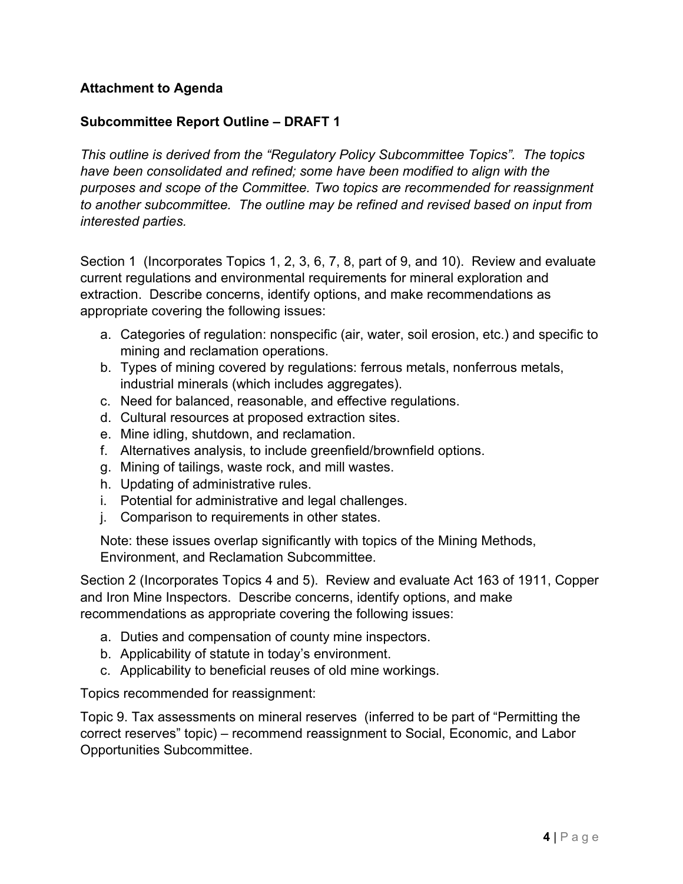**Attachment to Agenda**

**Subcommittee Report Outline – DRAFT 1**

*This outline is derived from the "Regulatory Policy Subcommittee Topics". The topics have been consolidated and refined; some have been modified to align with the purposes and scope of the Committee. Two topics are recommended for reassignment to another subcommittee. The outline may be refined and revised based on input from interested parties.*

Section 1 (Incorporates Topics 1, 2, 3, 6, 7, 8, part of 9, and 10). Review and evaluate current regulations and environmental requirements for mineral exploration and extraction. Describe concerns, identify options, and make recommendations as appropriate covering the following issues:

a. Categories of regulation: nonspecific (air, water, soil erosion, etc.) and specific to mining and reclamation operations.
b. Types of mining covered by regulations: ferrous metals, nonferrous metals, industrial minerals (which includes aggregates).
c. Need for balanced, reasonable, and effective regulations.
d. Cultural resources at proposed extraction sites.
e. Mine idling, shutdown, and reclamation.
f. Alternatives analysis, to include greenfield/brownfield options.
g. Mining of tailings, waste rock, and mill wastes.
h. Updating of administrative rules.
i. Potential for administrative and legal challenges.
j. Comparison to requirements in other states.

Note: these issues overlap significantly with topics of the Mining Methods, Environment, and Reclamation Subcommittee.

Section 2 (Incorporates Topics 4 and 5). Review and evaluate Act 163 of 1911, Copper and Iron Mine Inspectors. Describe concerns, identify options, and make recommendations as appropriate covering the following issues:

a. Duties and compensation of county mine inspectors.
b. Applicability of statute in today's environment.
c. Applicability to beneficial reuses of old mine workings.

Topics recommended for reassignment:

Topic 9. Tax assessments on mineral reserves (inferred to be part of "Permitting the correct reserves" topic) – recommend reassignment to Social, Economic, and Labor Opportunities Subcommittee.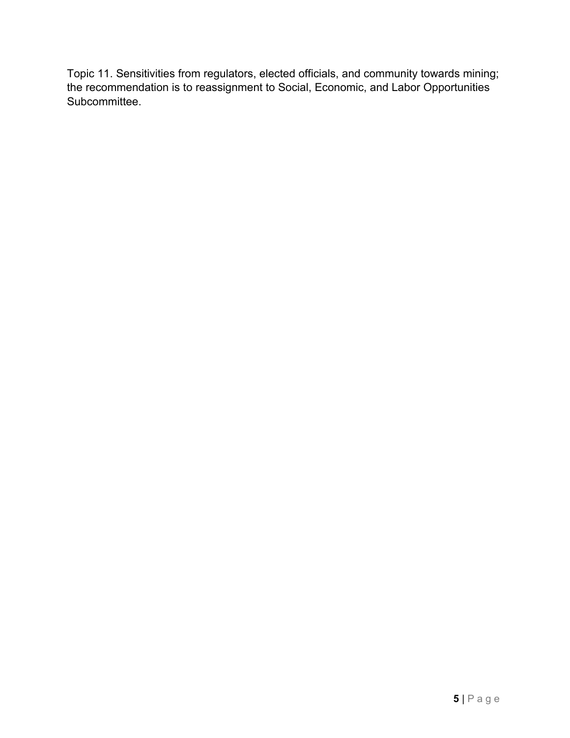Topic 11. Sensitivities from regulators, elected officials, and community towards mining; the recommendation is to reassignment to Social, Economic, and Labor Opportunities Subcommittee.